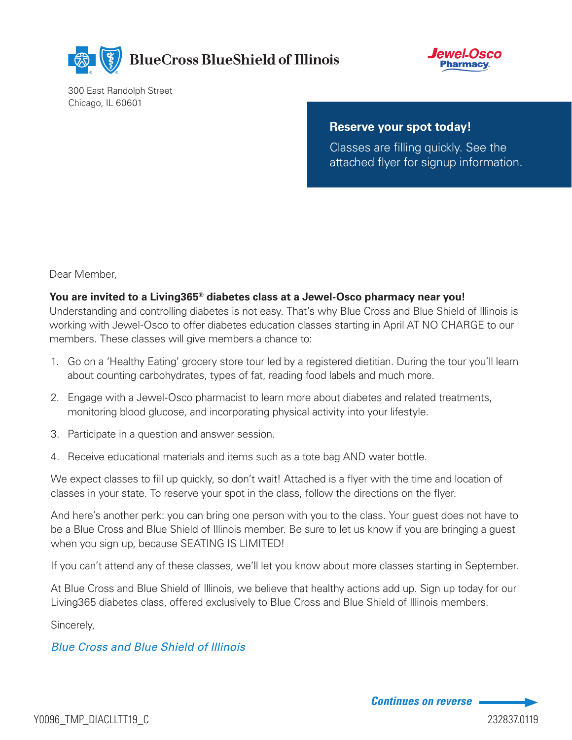BlueCross BlueShield of Illinois

Jewel-Osco Pharmacy

300 East Randolph Street
Chicago, IL 60601

**Reserve your spot today!**

Classes are filling quickly. See the attached flyer for signup information.

Dear Member,

**You are invited to a Living365® diabetes class at a Jewel-Osco pharmacy near you!**
Understanding and controlling diabetes is not easy. That's why Blue Cross and Blue Shield of Illinois is working with Jewel-Osco to offer diabetes education classes starting in April AT NO CHARGE to our members. These classes will give members a chance to:

1. Go on a 'Healthy Eating' grocery store tour led by a registered dietitian. During the tour you'll learn about counting carbohydrates, types of fat, reading food labels and much more.
2. Engage with a Jewel-Osco pharmacist to learn more about diabetes and related treatments, monitoring blood glucose, and incorporating physical activity into your lifestyle.
3. Participate in a question and answer session.
4. Receive educational materials and items such as a tote bag AND water bottle.

We expect classes to fill up quickly, so don't wait! Attached is a flyer with the time and location of classes in your state. To reserve your spot in the class, follow the directions on the flyer.

And here's another perk: you can bring one person with you to the class. Your guest does not have to be a Blue Cross and Blue Shield of Illinois member. Be sure to let us know if you are bringing a guest when you sign up, because SEATING IS LIMITED!

If you can't attend any of these classes, we'll let you know about more classes starting in September.

At Blue Cross and Blue Shield of Illinois, we believe that healthy actions add up. Sign up today for our Living365 diabetes class, offered exclusively to Blue Cross and Blue Shield of Illinois members.

Sincerely,

*Blue Cross and Blue Shield of Illinois*

***Continues on reverse***

Y0096_TMP_DIACLLTT19_C

232837.0119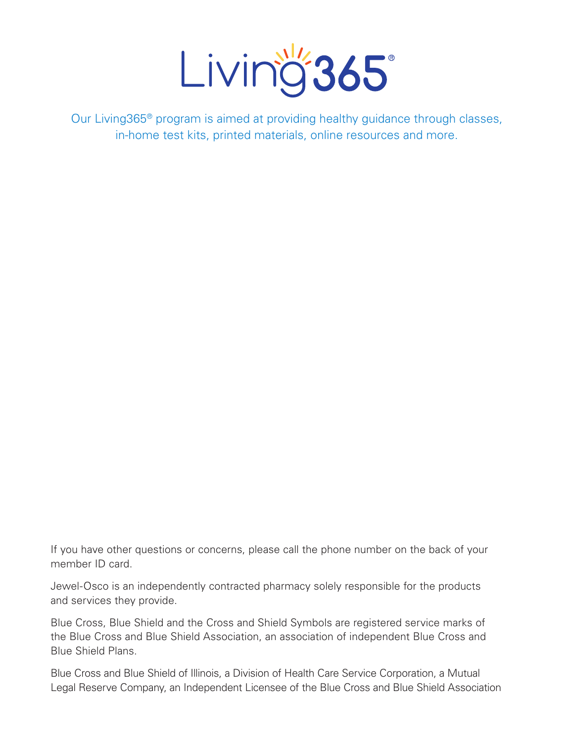# Living365®

Our Living365® program is aimed at providing healthy guidance through classes, in-home test kits, printed materials, online resources and more.

If you have other questions or concerns, please call the phone number on the back of your member ID card.

Jewel-Osco is an independently contracted pharmacy solely responsible for the products and services they provide.

Blue Cross, Blue Shield and the Cross and Shield Symbols are registered service marks of the Blue Cross and Blue Shield Association, an association of independent Blue Cross and Blue Shield Plans.

Blue Cross and Blue Shield of Illinois, a Division of Health Care Service Corporation, a Mutual Legal Reserve Company, an Independent Licensee of the Blue Cross and Blue Shield Association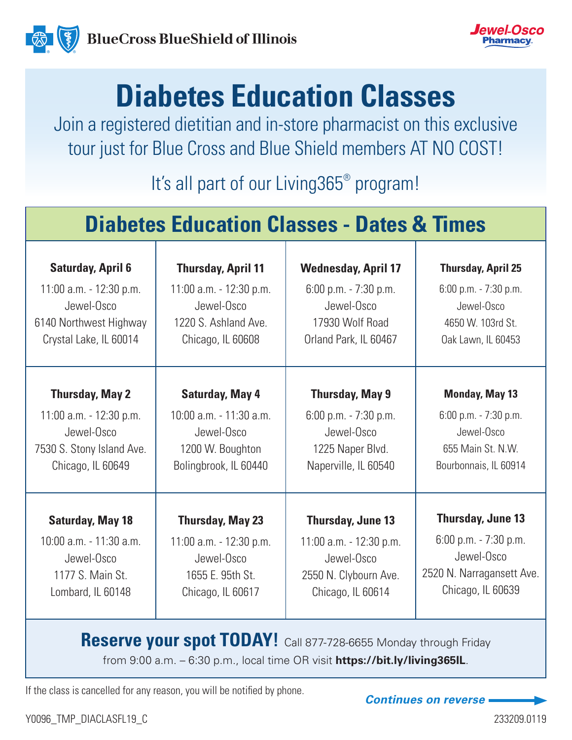BlueCross BlueShield of Illinois

Jewel-Osco Pharmacy

# Diabetes Education Classes

Join a registered dietitian and in-store pharmacist on this exclusive tour just for Blue Cross and Blue Shield members AT NO COST!

It's all part of our Living365® program!

## Diabetes Education Classes - Dates & Times

| | | | |
|---|---|---|---|
| **Saturday, April 6**<br>11:00 a.m. - 12:30 p.m.<br>Jewel-Osco<br>6140 Northwest Highway<br>Crystal Lake, IL 60014 | **Thursday, April 11**<br>11:00 a.m. - 12:30 p.m.<br>Jewel-Osco<br>1220 S. Ashland Ave.<br>Chicago, IL 60608 | **Wednesday, April 17**<br>6:00 p.m. - 7:30 p.m.<br>Jewel-Osco<br>17930 Wolf Road<br>Orland Park, IL 60467 | **Thursday, April 25**<br>6:00 p.m. - 7:30 p.m.<br>Jewel-Osco<br>4650 W. 103rd St.<br>Oak Lawn, IL 60453 |
| **Thursday, May 2**<br>11:00 a.m. - 12:30 p.m.<br>Jewel-Osco<br>7530 S. Stony Island Ave.<br>Chicago, IL 60649 | **Saturday, May 4**<br>10:00 a.m. - 11:30 a.m.<br>Jewel-Osco<br>1200 W. Boughton<br>Bolingbrook, IL 60440 | **Thursday, May 9**<br>6:00 p.m. - 7:30 p.m.<br>Jewel-Osco<br>1225 Naper Blvd.<br>Naperville, IL 60540 | **Monday, May 13**<br>6:00 p.m. - 7:30 p.m.<br>Jewel-Osco<br>655 Main St. N.W.<br>Bourbonnais, IL 60914 |
| **Saturday, May 18**<br>10:00 a.m. - 11:30 a.m.<br>Jewel-Osco<br>1177 S. Main St.<br>Lombard, IL 60148 | **Thursday, May 23**<br>11:00 a.m. - 12:30 p.m.<br>Jewel-Osco<br>1655 E. 95th St.<br>Chicago, IL 60617 | **Thursday, June 13**<br>11:00 a.m. - 12:30 p.m.<br>Jewel-Osco<br>2550 N. Clybourn Ave.<br>Chicago, IL 60614 | **Thursday, June 13**<br>6:00 p.m. - 7:30 p.m.<br>Jewel-Osco<br>2520 N. Narragansett Ave.<br>Chicago, IL 60639 |

**Reserve your spot TODAY!** Call 877-728-6655 Monday through Friday from 9:00 a.m. – 6:30 p.m., local time OR visit **https://bit.ly/living365IL**.

If the class is cancelled for any reason, you will be notified by phone.

***Continues on reverse →***

Y0096_TMP_DIACLASFL19_C

233209.0119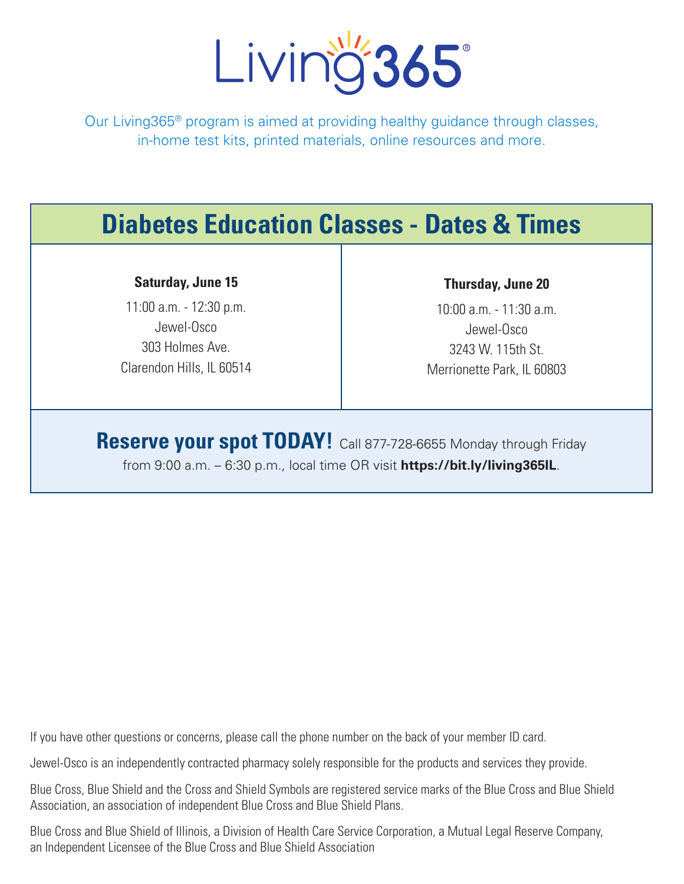# Living365®

Our Living365® program is aimed at providing healthy guidance through classes, in-home test kits, printed materials, online resources and more.

## Diabetes Education Classes - Dates & Times

| | |
|---|---|
| **Saturday, June 15**<br>11:00 a.m. - 12:30 p.m.<br>Jewel-Osco<br>303 Holmes Ave.<br>Clarendon Hills, IL 60514 | **Thursday, June 20**<br>10:00 a.m. - 11:30 a.m.<br>Jewel-Osco<br>3243 W. 115th St.<br>Merrionette Park, IL 60803 |

**Reserve your spot TODAY!** Call 877-728-6655 Monday through Friday from 9:00 a.m. – 6:30 p.m., local time OR visit **https://bit.ly/living365IL**.

If you have other questions or concerns, please call the phone number on the back of your member ID card.

Jewel-Osco is an independently contracted pharmacy solely responsible for the products and services they provide.

Blue Cross, Blue Shield and the Cross and Shield Symbols are registered service marks of the Blue Cross and Blue Shield Association, an association of independent Blue Cross and Blue Shield Plans.

Blue Cross and Blue Shield of Illinois, a Division of Health Care Service Corporation, a Mutual Legal Reserve Company, an Independent Licensee of the Blue Cross and Blue Shield Association